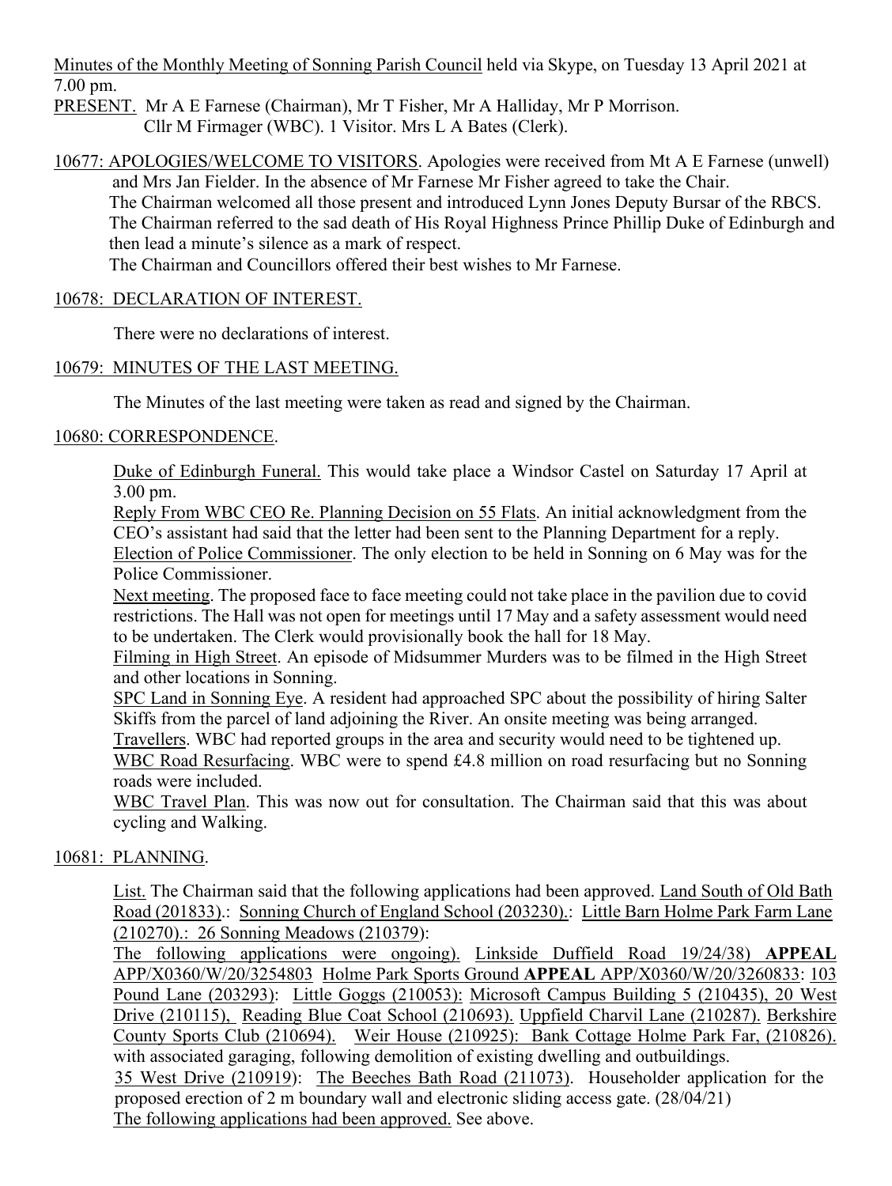Minutes of the Monthly Meeting of Sonning Parish Council held via Skype, on Tuesday 13 April 2021 at 7.00 pm.

PRESENT. Mr A E Farnese (Chairman), Mr T Fisher, Mr A Halliday, Mr P Morrison.
Cllr M Firmager (WBC). 1 Visitor. Mrs L A Bates (Clerk).

10677: APOLOGIES/WELCOME TO VISITORS. Apologies were received from Mt A E Farnese (unwell) and Mrs Jan Fielder. In the absence of Mr Farnese Mr Fisher agreed to take the Chair.
The Chairman welcomed all those present and introduced Lynn Jones Deputy Bursar of the RBCS.
The Chairman referred to the sad death of His Royal Highness Prince Phillip Duke of Edinburgh and then lead a minute's silence as a mark of respect.
The Chairman and Councillors offered their best wishes to Mr Farnese.

10678: DECLARATION OF INTEREST.

There were no declarations of interest.

10679: MINUTES OF THE LAST MEETING.

The Minutes of the last meeting were taken as read and signed by the Chairman.

10680: CORRESPONDENCE.

Duke of Edinburgh Funeral. This would take place a Windsor Castel on Saturday 17 April at 3.00 pm.
Reply From WBC CEO Re. Planning Decision on 55 Flats. An initial acknowledgment from the CEO's assistant had said that the letter had been sent to the Planning Department for a reply.
Election of Police Commissioner. The only election to be held in Sonning on 6 May was for the Police Commissioner.
Next meeting. The proposed face to face meeting could not take place in the pavilion due to covid restrictions. The Hall was not open for meetings until 17 May and a safety assessment would need to be undertaken. The Clerk would provisionally book the hall for 18 May.
Filming in High Street. An episode of Midsummer Murders was to be filmed in the High Street and other locations in Sonning.
SPC Land in Sonning Eye. A resident had approached SPC about the possibility of hiring Salter Skiffs from the parcel of land adjoining the River. An onsite meeting was being arranged.
Travellers. WBC had reported groups in the area and security would need to be tightened up.
WBC Road Resurfacing. WBC were to spend £4.8 million on road resurfacing but no Sonning roads were included.
WBC Travel Plan. This was now out for consultation. The Chairman said that this was about cycling and Walking.

10681: PLANNING.

List. The Chairman said that the following applications had been approved. Land South of Old Bath Road (201833).: Sonning Church of England School (203230).: Little Barn Holme Park Farm Lane (210270).: 26 Sonning Meadows (210379):
The following applications were ongoing). Linkside Duffield Road 19/24/38) **APPEAL** APP/X0360/W/20/3254803 Holme Park Sports Ground **APPEAL** APP/X0360/W/20/3260833: 103 Pound Lane (203293): Little Goggs (210053): Microsoft Campus Building 5 (210435), 20 West Drive (210115), Reading Blue Coat School (210693). Uppfield Charvil Lane (210287). Berkshire County Sports Club (210694). Weir House (210925): Bank Cottage Holme Park Far, (210826). with associated garaging, following demolition of existing dwelling and outbuildings.
35 West Drive (210919): The Beeches Bath Road (211073). Householder application for the proposed erection of 2 m boundary wall and electronic sliding access gate. (28/04/21)
The following applications had been approved. See above.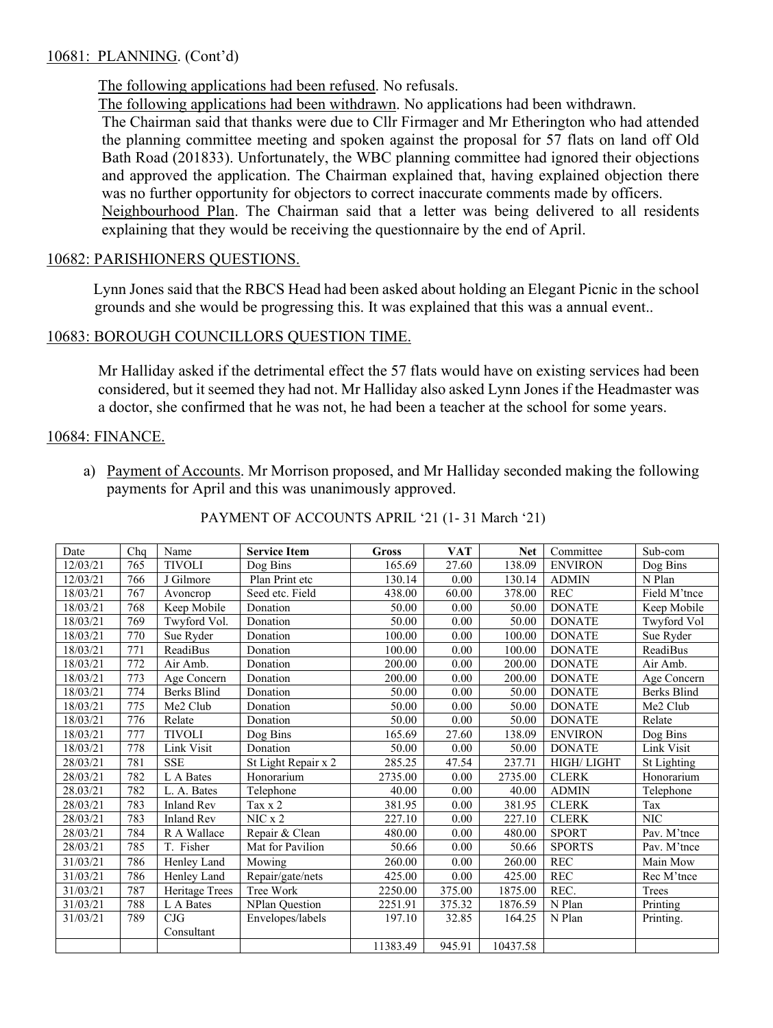10681: PLANNING. (Cont'd)

The following applications had been refused. No refusals.

The following applications had been withdrawn. No applications had been withdrawn.

The Chairman said that thanks were due to Cllr Firmager and Mr Etherington who had attended the planning committee meeting and spoken against the proposal for 57 flats on land off Old Bath Road (201833). Unfortunately, the WBC planning committee had ignored their objections and approved the application. The Chairman explained that, having explained objection there was no further opportunity for objectors to correct inaccurate comments made by officers.

Neighbourhood Plan. The Chairman said that a letter was being delivered to all residents explaining that they would be receiving the questionnaire by the end of April.

10682: PARISHIONERS QUESTIONS.

Lynn Jones said that the RBCS Head had been asked about holding an Elegant Picnic in the school grounds and she would be progressing this. It was explained that this was a annual event..

10683: BOROUGH COUNCILLORS QUESTION TIME.

Mr Halliday asked if the detrimental effect the 57 flats would have on existing services had been considered, but it seemed they had not. Mr Halliday also asked Lynn Jones if the Headmaster was a doctor, she confirmed that he was not, he had been a teacher at the school for some years.

10684: FINANCE.

a) Payment of Accounts. Mr Morrison proposed, and Mr Halliday seconded making the following payments for April and this was unanimously approved.

PAYMENT OF ACCOUNTS APRIL '21 (1- 31 March '21)

| Date | Chq | Name | **Service Item** | **Gross** | **VAT** | **Net** | Committee | Sub-com |
|---|---|---|---|---|---|---|---|---|
| 12/03/21 | 765 | TIVOLI | Dog Bins | 165.69 | 27.60 | 138.09 | ENVIRON | Dog Bins |
| 12/03/21 | 766 | J Gilmore | Plan Print etc | 130.14 | 0.00 | 130.14 | ADMIN | N Plan |
| 18/03/21 | 767 | Avoncrop | Seed etc. Field | 438.00 | 60.00 | 378.00 | REC | Field M'tnce |
| 18/03/21 | 768 | Keep Mobile | Donation | 50.00 | 0.00 | 50.00 | DONATE | Keep Mobile |
| 18/03/21 | 769 | Twyford Vol. | Donation | 50.00 | 0.00 | 50.00 | DONATE | Twyford Vol |
| 18/03/21 | 770 | Sue Ryder | Donation | 100.00 | 0.00 | 100.00 | DONATE | Sue Ryder |
| 18/03/21 | 771 | ReadiBus | Donation | 100.00 | 0.00 | 100.00 | DONATE | ReadiBus |
| 18/03/21 | 772 | Air Amb. | Donation | 200.00 | 0.00 | 200.00 | DONATE | Air Amb. |
| 18/03/21 | 773 | Age Concern | Donation | 200.00 | 0.00 | 200.00 | DONATE | Age Concern |
| 18/03/21 | 774 | Berks Blind | Donation | 50.00 | 0.00 | 50.00 | DONATE | Berks Blind |
| 18/03/21 | 775 | Me2 Club | Donation | 50.00 | 0.00 | 50.00 | DONATE | Me2 Club |
| 18/03/21 | 776 | Relate | Donation | 50.00 | 0.00 | 50.00 | DONATE | Relate |
| 18/03/21 | 777 | TIVOLI | Dog Bins | 165.69 | 27.60 | 138.09 | ENVIRON | Dog Bins |
| 18/03/21 | 778 | Link Visit | Donation | 50.00 | 0.00 | 50.00 | DONATE | Link Visit |
| 28/03/21 | 781 | SSE | St Light Repair x 2 | 285.25 | 47.54 | 237.71 | HIGH/ LIGHT | St Lighting |
| 28/03/21 | 782 | L A Bates | Honorarium | 2735.00 | 0.00 | 2735.00 | CLERK | Honorarium |
| 28.03/21 | 782 | L. A. Bates | Telephone | 40.00 | 0.00 | 40.00 | ADMIN | Telephone |
| 28/03/21 | 783 | Inland Rev | Tax x 2 | 381.95 | 0.00 | 381.95 | CLERK | Tax |
| 28/03/21 | 783 | Inland Rev | NIC x 2 | 227.10 | 0.00 | 227.10 | CLERK | NIC |
| 28/03/21 | 784 | R A Wallace | Repair & Clean | 480.00 | 0.00 | 480.00 | SPORT | Pav. M'tnce |
| 28/03/21 | 785 | T. Fisher | Mat for Pavilion | 50.66 | 0.00 | 50.66 | SPORTS | Pav. M'tnce |
| 31/03/21 | 786 | Henley Land | Mowing | 260.00 | 0.00 | 260.00 | REC | Main Mow |
| 31/03/21 | 786 | Henley Land | Repair/gate/nets | 425.00 | 0.00 | 425.00 | REC | Rec M'tnce |
| 31/03/21 | 787 | Heritage Trees | Tree Work | 2250.00 | 375.00 | 1875.00 | REC. | Trees |
| 31/03/21 | 788 | L A Bates | NPlan Question | 2251.91 | 375.32 | 1876.59 | N Plan | Printing |
| 31/03/21 | 789 | CJG Consultant | Envelopes/labels | 197.10 | 32.85 | 164.25 | N Plan | Printing. |
| | | | | 11383.49 | 945.91 | 10437.58 | | |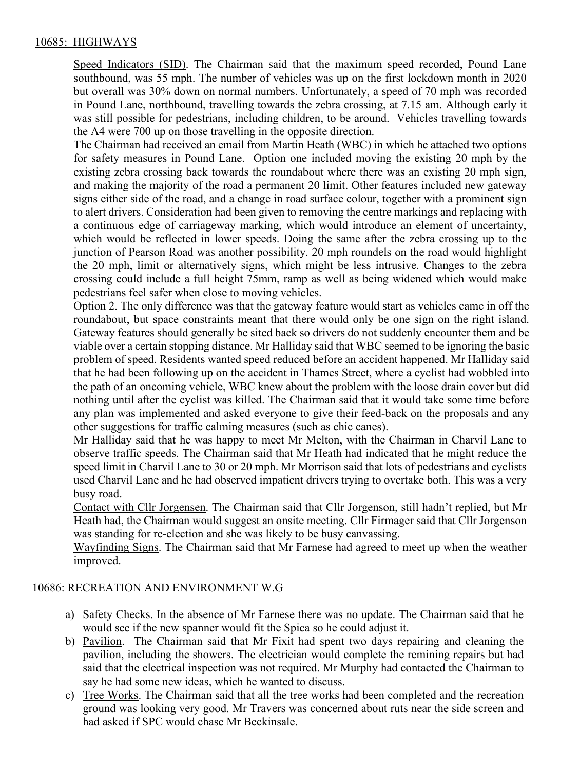## 10685: HIGHWAYS

Speed Indicators (SID). The Chairman said that the maximum speed recorded, Pound Lane southbound, was 55 mph. The number of vehicles was up on the first lockdown month in 2020 but overall was 30% down on normal numbers. Unfortunately, a speed of 70 mph was recorded in Pound Lane, northbound, travelling towards the zebra crossing, at 7.15 am. Although early it was still possible for pedestrians, including children, to be around. Vehicles travelling towards the A4 were 700 up on those travelling in the opposite direction.

The Chairman had received an email from Martin Heath (WBC) in which he attached two options for safety measures in Pound Lane. Option one included moving the existing 20 mph by the existing zebra crossing back towards the roundabout where there was an existing 20 mph sign, and making the majority of the road a permanent 20 limit. Other features included new gateway signs either side of the road, and a change in road surface colour, together with a prominent sign to alert drivers. Consideration had been given to removing the centre markings and replacing with a continuous edge of carriageway marking, which would introduce an element of uncertainty, which would be reflected in lower speeds. Doing the same after the zebra crossing up to the junction of Pearson Road was another possibility. 20 mph roundels on the road would highlight the 20 mph, limit or alternatively signs, which might be less intrusive. Changes to the zebra crossing could include a full height 75mm, ramp as well as being widened which would make pedestrians feel safer when close to moving vehicles.

Option 2. The only difference was that the gateway feature would start as vehicles came in off the roundabout, but space constraints meant that there would only be one sign on the right island. Gateway features should generally be sited back so drivers do not suddenly encounter them and be viable over a certain stopping distance. Mr Halliday said that WBC seemed to be ignoring the basic problem of speed. Residents wanted speed reduced before an accident happened. Mr Halliday said that he had been following up on the accident in Thames Street, where a cyclist had wobbled into the path of an oncoming vehicle, WBC knew about the problem with the loose drain cover but did nothing until after the cyclist was killed. The Chairman said that it would take some time before any plan was implemented and asked everyone to give their feed-back on the proposals and any other suggestions for traffic calming measures (such as chic canes).

Mr Halliday said that he was happy to meet Mr Melton, with the Chairman in Charvil Lane to observe traffic speeds. The Chairman said that Mr Heath had indicated that he might reduce the speed limit in Charvil Lane to 30 or 20 mph. Mr Morrison said that lots of pedestrians and cyclists used Charvil Lane and he had observed impatient drivers trying to overtake both. This was a very busy road.

Contact with Cllr Jorgensen. The Chairman said that Cllr Jorgenson, still hadn't replied, but Mr Heath had, the Chairman would suggest an onsite meeting. Cllr Firmager said that Cllr Jorgenson was standing for re-election and she was likely to be busy canvassing.

Wayfinding Signs. The Chairman said that Mr Farnese had agreed to meet up when the weather improved.

## 10686: RECREATION AND ENVIRONMENT W.G

a) Safety Checks. In the absence of Mr Farnese there was no update. The Chairman said that he would see if the new spanner would fit the Spica so he could adjust it.
b) Pavilion. The Chairman said that Mr Fixit had spent two days repairing and cleaning the pavilion, including the showers. The electrician would complete the remining repairs but had said that the electrical inspection was not required. Mr Murphy had contacted the Chairman to say he had some new ideas, which he wanted to discuss.
c) Tree Works. The Chairman said that all the tree works had been completed and the recreation ground was looking very good. Mr Travers was concerned about ruts near the side screen and had asked if SPC would chase Mr Beckinsale.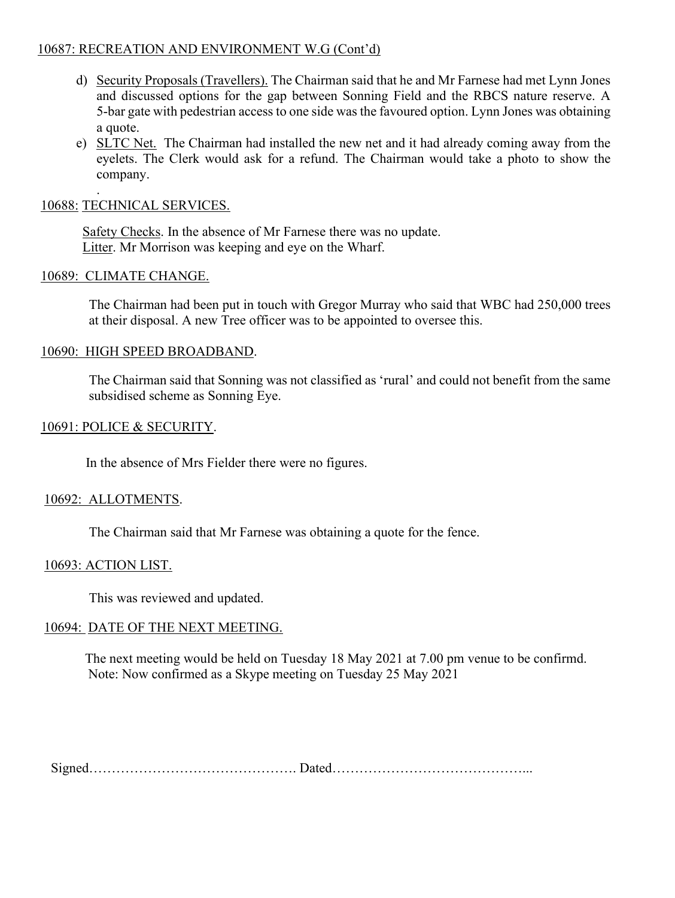10687: RECREATION AND ENVIRONMENT W.G (Cont'd)

d) Security Proposals (Travellers). The Chairman said that he and Mr Farnese had met Lynn Jones and discussed options for the gap between Sonning Field and the RBCS nature reserve. A 5-bar gate with pedestrian access to one side was the favoured option. Lynn Jones was obtaining a quote.

e) SLTC Net. The Chairman had installed the new net and it had already coming away from the eyelets. The Clerk would ask for a refund. The Chairman would take a photo to show the company.

.

10688: TECHNICAL SERVICES.

Safety Checks. In the absence of Mr Farnese there was no update.
Litter. Mr Morrison was keeping and eye on the Wharf.

10689: CLIMATE CHANGE.

The Chairman had been put in touch with Gregor Murray who said that WBC had 250,000 trees at their disposal. A new Tree officer was to be appointed to oversee this.

10690: HIGH SPEED BROADBAND.

The Chairman said that Sonning was not classified as 'rural' and could not benefit from the same subsidised scheme as Sonning Eye.

10691: POLICE & SECURITY.

In the absence of Mrs Fielder there were no figures.

10692: ALLOTMENTS.

The Chairman said that Mr Farnese was obtaining a quote for the fence.

10693: ACTION LIST.

This was reviewed and updated.

10694: DATE OF THE NEXT MEETING.

The next meeting would be held on Tuesday 18 May 2021 at 7.00 pm venue to be confirmd.
Note: Now confirmed as a Skype meeting on Tuesday 25 May 2021

Signed………………………………………. Dated……………………………………...